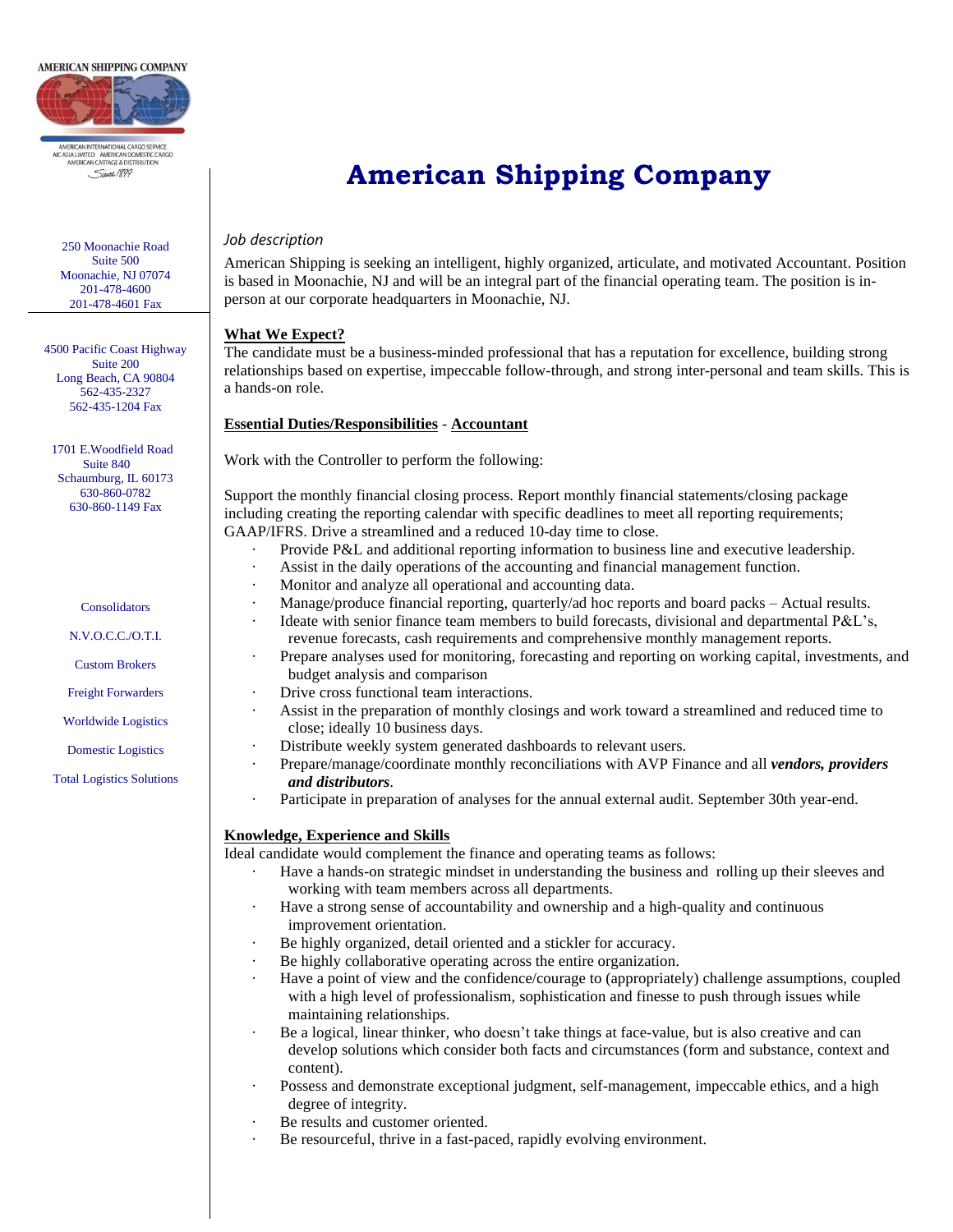AMERICAN SHIPPING COMPANY

AMERICAN INTERNATIONAL CARGO SERVICE
AIC ASIA LIMITED AMERICAN DOMESTIC CARGO
AMERICAN CARTAGE & DISTRIBUTION
Since 1899

250 Moonachie Road
Suite 500
Moonachie, NJ 07074
201-478-4600
201-478-4601 Fax

4500 Pacific Coast Highway
Suite 200
Long Beach, CA 90804
562-435-2327
562-435-1204 Fax

1701 E.Woodfield Road
Suite 840
Schaumburg, IL 60173
630-860-0782
630-860-1149 Fax

Consolidators

N.V.O.C.C./O.T.I.

Custom Brokers

Freight Forwarders

Worldwide Logistics

Domestic Logistics

Total Logistics Solutions

# American Shipping Company

*Job description*

American Shipping is seeking an intelligent, highly organized, articulate, and motivated Accountant. Position is based in Moonachie, NJ and will be an integral part of the financial operating team. The position is in-person at our corporate headquarters in Moonachie, NJ.

**What We Expect?**

The candidate must be a business-minded professional that has a reputation for excellence, building strong relationships based on expertise, impeccable follow-through, and strong inter-personal and team skills. This is a hands-on role.

**Essential Duties/Responsibilities** - **Accountant**

Work with the Controller to perform the following:

Support the monthly financial closing process. Report monthly financial statements/closing package including creating the reporting calendar with specific deadlines to meet all reporting requirements; GAAP/IFRS. Drive a streamlined and a reduced 10-day time to close.

- Provide P&L and additional reporting information to business line and executive leadership.
- Assist in the daily operations of the accounting and financial management function.
- Monitor and analyze all operational and accounting data.
- Manage/produce financial reporting, quarterly/ad hoc reports and board packs – Actual results.
- Ideate with senior finance team members to build forecasts, divisional and departmental P&L's, revenue forecasts, cash requirements and comprehensive monthly management reports.
- Prepare analyses used for monitoring, forecasting and reporting on working capital, investments, and budget analysis and comparison
- Drive cross functional team interactions.
- Assist in the preparation of monthly closings and work toward a streamlined and reduced time to close; ideally 10 business days.
- Distribute weekly system generated dashboards to relevant users.
- Prepare/manage/coordinate monthly reconciliations with AVP Finance and all ***vendors, providers and distributors***.
- Participate in preparation of analyses for the annual external audit. September 30th year-end.

**Knowledge, Experience and Skills**

Ideal candidate would complement the finance and operating teams as follows:

- Have a hands-on strategic mindset in understanding the business and rolling up their sleeves and working with team members across all departments.
- Have a strong sense of accountability and ownership and a high-quality and continuous improvement orientation.
- Be highly organized, detail oriented and a stickler for accuracy.
- Be highly collaborative operating across the entire organization.
- Have a point of view and the confidence/courage to (appropriately) challenge assumptions, coupled with a high level of professionalism, sophistication and finesse to push through issues while maintaining relationships.
- Be a logical, linear thinker, who doesn't take things at face-value, but is also creative and can develop solutions which consider both facts and circumstances (form and substance, context and content).
- Possess and demonstrate exceptional judgment, self-management, impeccable ethics, and a high degree of integrity.
- Be results and customer oriented.
- Be resourceful, thrive in a fast-paced, rapidly evolving environment.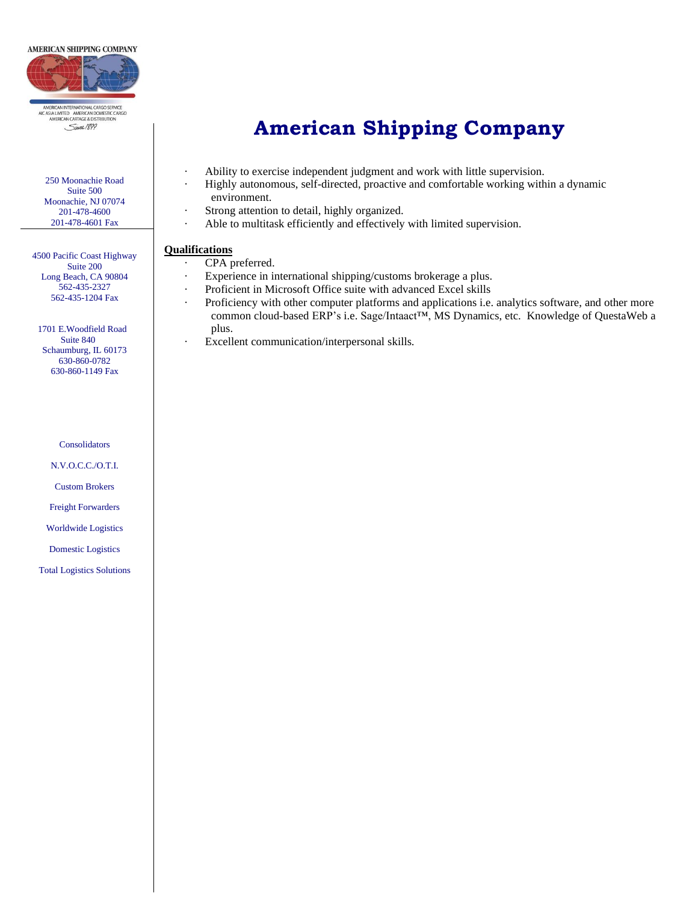AMERICAN SHIPPING COMPANY

AMERICAN INTERNATIONAL CARGO SERVICE
AIC ASIA LIMITED AMERICAN DOMESTIC CARGO
AMERICAN CARTAGE & DISTRIBUTION
Since 1899

250 Moonachie Road
Suite 500
Moonachie, NJ 07074
201-478-4600
201-478-4601 Fax

4500 Pacific Coast Highway
Suite 200
Long Beach, CA 90804
562-435-2327
562-435-1204 Fax

1701 E.Woodfield Road
Suite 840
Schaumburg, IL 60173
630-860-0782
630-860-1149 Fax

Consolidators

N.V.O.C.C./O.T.I.

Custom Brokers

Freight Forwarders

Worldwide Logistics

Domestic Logistics

Total Logistics Solutions

# American Shipping Company

- Ability to exercise independent judgment and work with little supervision.
- Highly autonomous, self-directed, proactive and comfortable working within a dynamic environment.
- Strong attention to detail, highly organized.
- Able to multitask efficiently and effectively with limited supervision.

**Qualifications**

- CPA preferred.
- Experience in international shipping/customs brokerage a plus.
- Proficient in Microsoft Office suite with advanced Excel skills
- Proficiency with other computer platforms and applications i.e. analytics software, and other more common cloud-based ERP's i.e. Sage/Intaact™, MS Dynamics, etc. Knowledge of QuestaWeb a plus.
- Excellent communication/interpersonal skills.